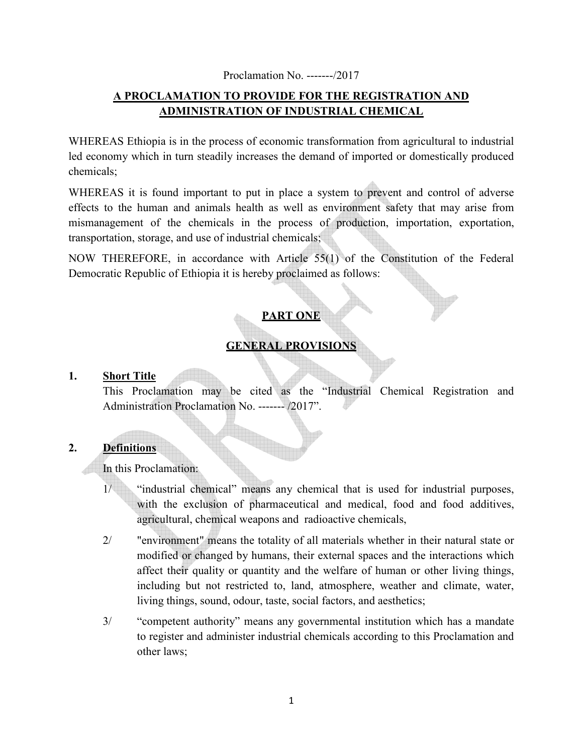Proclamation No. -------/2017

# A PROCLAMATION TO PROVIDE FOR THE REGISTRATION AND ADMINISTRATION OF INDUSTRIAL CHEMICAL

WHEREAS Ethiopia is in the process of economic transformation from agricultural to industrial led economy which in turn steadily increases the demand of imported or domestically produced chemicals;

WHEREAS it is found important to put in place a system to prevent and control of adverse effects to the human and animals health as well as environment safety that may arise from mismanagement of the chemicals in the process of production, importation, exportation, transportation, storage, and use of industrial chemicals;

NOW THEREFORE, in accordance with Article 55(1) of the Constitution of the Federal Democratic Republic of Ethiopia it is hereby proclaimed as follows:

## PART ONE

## GENERAL PROVISIONS

### 1. Short Title

This Proclamation may be cited as the "Industrial Chemical Registration and Administration Proclamation No. ------- /2017".

### 2. Definitions

In this Proclamation:

1/ "industrial chemical" means any chemical that is used for industrial purposes, with the exclusion of pharmaceutical and medical, food and food additives, agricultural, chemical weapons and radioactive chemicals,

2/ "environment" means the totality of all materials whether in their natural state or modified or changed by humans, their external spaces and the interactions which affect their quality or quantity and the welfare of human or other living things, including but not restricted to, land, atmosphere, weather and climate, water, living things, sound, odour, taste, social factors, and aesthetics;

3/ "competent authority" means any governmental institution which has a mandate to register and administer industrial chemicals according to this Proclamation and other laws;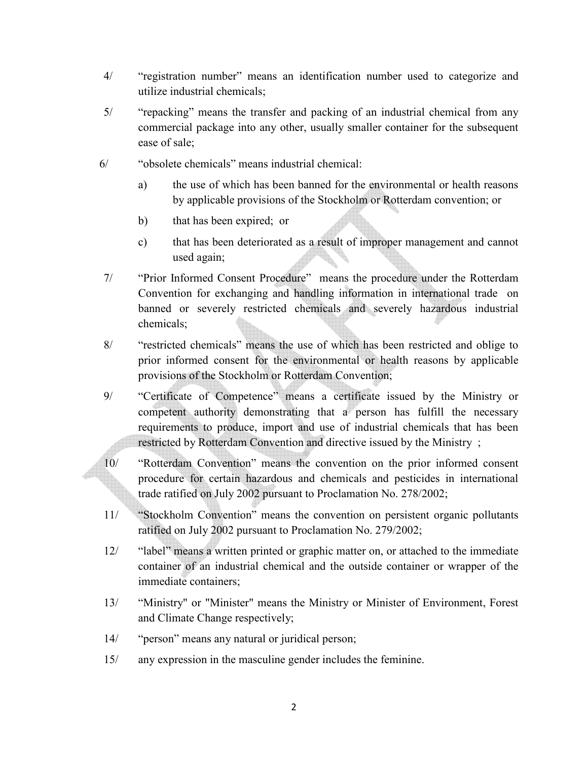4/ "registration number" means an identification number used to categorize and utilize industrial chemicals;

5/ "repacking" means the transfer and packing of an industrial chemical from any commercial package into any other, usually smaller container for the subsequent ease of sale;

6/ "obsolete chemicals" means industrial chemical:

a) the use of which has been banned for the environmental or health reasons by applicable provisions of the Stockholm or Rotterdam convention; or

b) that has been expired; or

c) that has been deteriorated as a result of improper management and cannot used again;

7/ "Prior Informed Consent Procedure" means the procedure under the Rotterdam Convention for exchanging and handling information in international trade on banned or severely restricted chemicals and severely hazardous industrial chemicals;

8/ "restricted chemicals" means the use of which has been restricted and oblige to prior informed consent for the environmental or health reasons by applicable provisions of the Stockholm or Rotterdam Convention;

9/ "Certificate of Competence" means a certificate issued by the Ministry or competent authority demonstrating that a person has fulfill the necessary requirements to produce, import and use of industrial chemicals that has been restricted by Rotterdam Convention and directive issued by the Ministry ;

10/ "Rotterdam Convention" means the convention on the prior informed consent procedure for certain hazardous and chemicals and pesticides in international trade ratified on July 2002 pursuant to Proclamation No. 278/2002;

11/ "Stockholm Convention" means the convention on persistent organic pollutants ratified on July 2002 pursuant to Proclamation No. 279/2002;

12/ "label" means a written printed or graphic matter on, or attached to the immediate container of an industrial chemical and the outside container or wrapper of the immediate containers;

13/ "Ministry" or "Minister" means the Ministry or Minister of Environment, Forest and Climate Change respectively;

14/ "person" means any natural or juridical person;

15/ any expression in the masculine gender includes the feminine.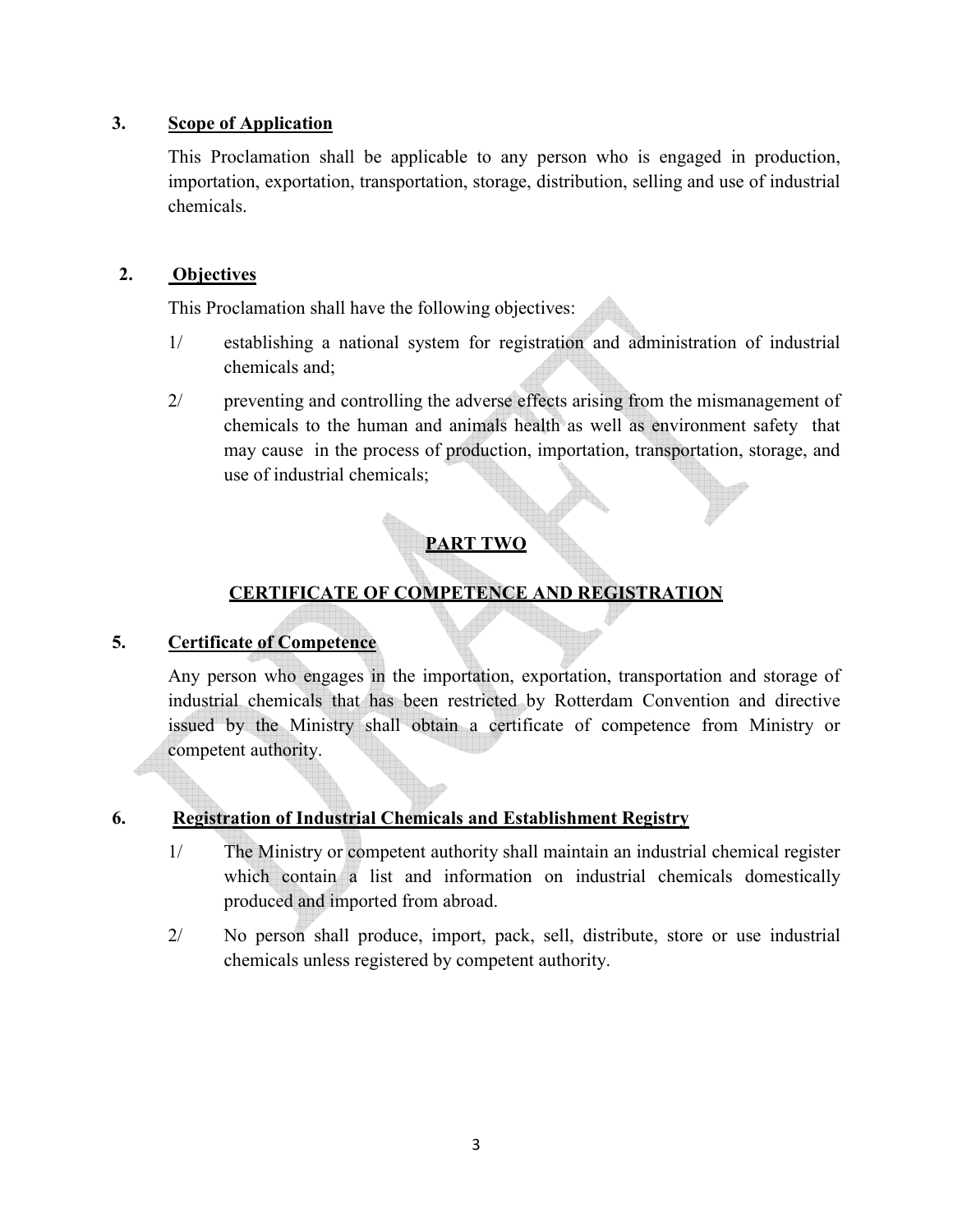### 3. Scope of Application

This Proclamation shall be applicable to any person who is engaged in production, importation, exportation, transportation, storage, distribution, selling and use of industrial chemicals.

### 2. Objectives

This Proclamation shall have the following objectives:

1/ establishing a national system for registration and administration of industrial chemicals and;

2/ preventing and controlling the adverse effects arising from the mismanagement of chemicals to the human and animals health as well as environment safety that may cause in the process of production, importation, transportation, storage, and use of industrial chemicals;

## PART TWO

## CERTIFICATE OF COMPETENCE AND REGISTRATION

### 5. Certificate of Competence

Any person who engages in the importation, exportation, transportation and storage of industrial chemicals that has been restricted by Rotterdam Convention and directive issued by the Ministry shall obtain a certificate of competence from Ministry or competent authority.

### 6. Registration of Industrial Chemicals and Establishment Registry

1/ The Ministry or competent authority shall maintain an industrial chemical register which contain a list and information on industrial chemicals domestically produced and imported from abroad.

2/ No person shall produce, import, pack, sell, distribute, store or use industrial chemicals unless registered by competent authority.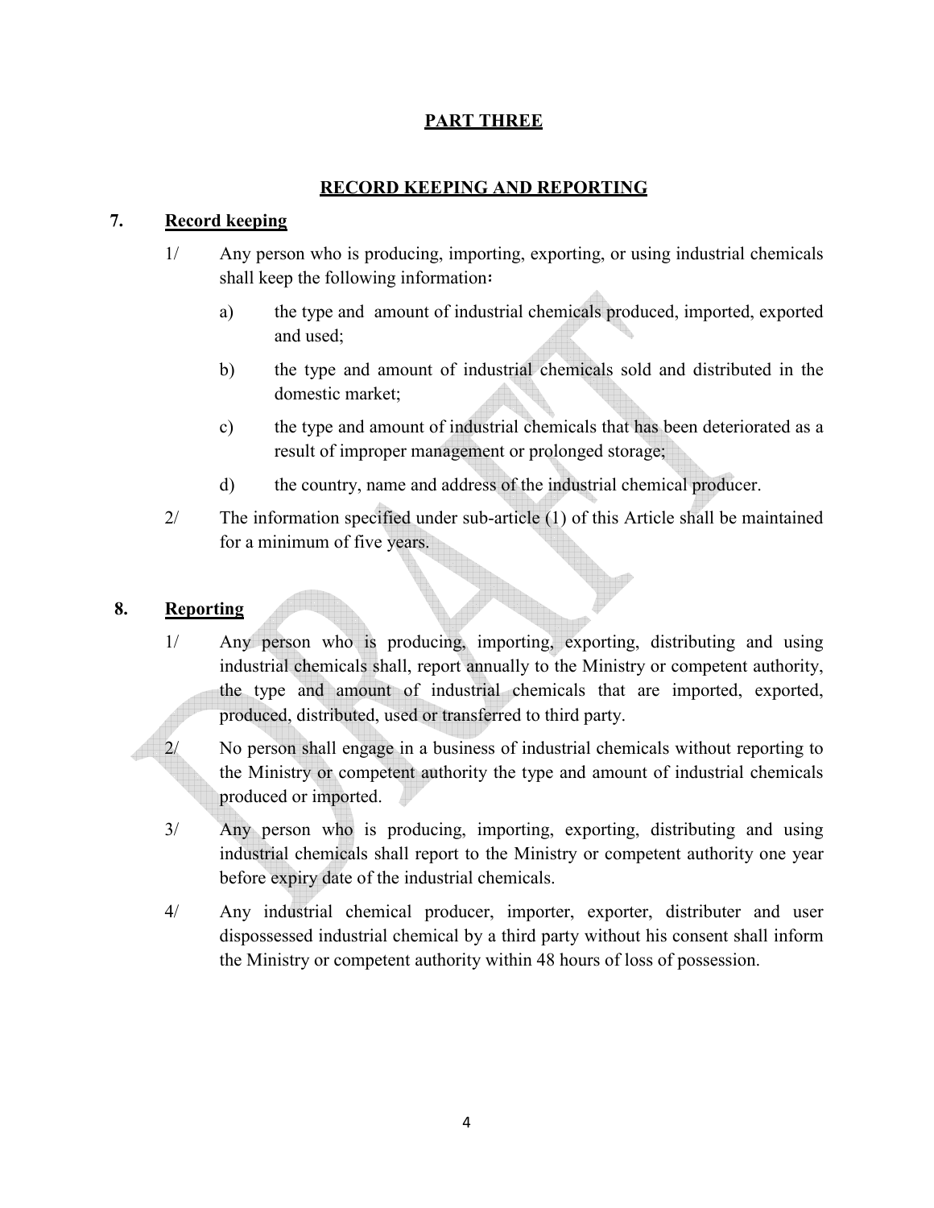## PART THREE

## RECORD KEEPING AND REPORTING

### 7. Record keeping

1/ Any person who is producing, importing, exporting, or using industrial chemicals shall keep the following information:

a) the type and amount of industrial chemicals produced, imported, exported and used;

b) the type and amount of industrial chemicals sold and distributed in the domestic market;

c) the type and amount of industrial chemicals that has been deteriorated as a result of improper management or prolonged storage;

d) the country, name and address of the industrial chemical producer.

2/ The information specified under sub-article (1) of this Article shall be maintained for a minimum of five years.

### 8. Reporting

1/ Any person who is producing, importing, exporting, distributing and using industrial chemicals shall, report annually to the Ministry or competent authority, the type and amount of industrial chemicals that are imported, exported, produced, distributed, used or transferred to third party.

2/ No person shall engage in a business of industrial chemicals without reporting to the Ministry or competent authority the type and amount of industrial chemicals produced or imported.

3/ Any person who is producing, importing, exporting, distributing and using industrial chemicals shall report to the Ministry or competent authority one year before expiry date of the industrial chemicals.

4/ Any industrial chemical producer, importer, exporter, distributer and user dispossessed industrial chemical by a third party without his consent shall inform the Ministry or competent authority within 48 hours of loss of possession.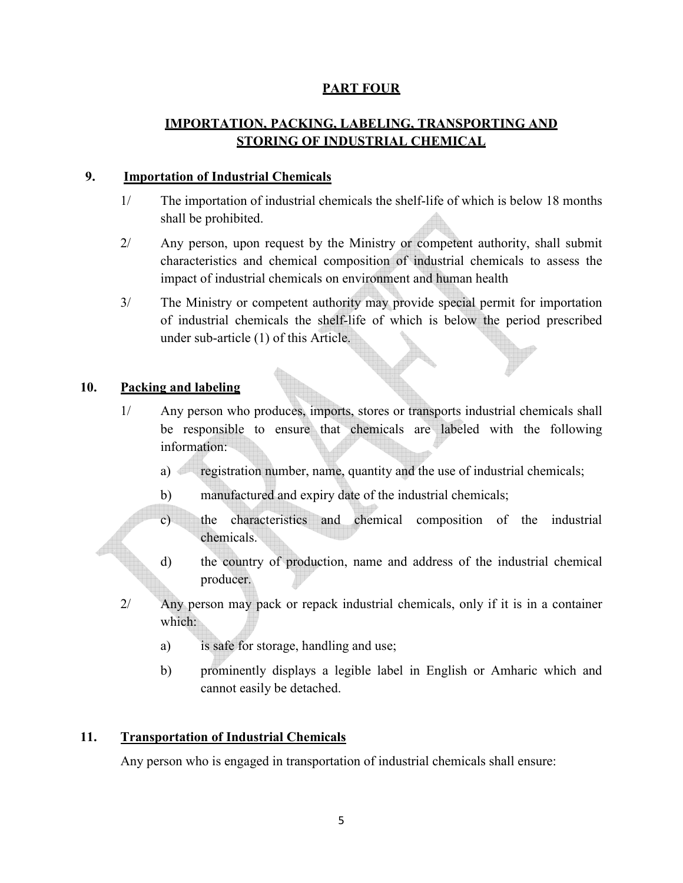## PART FOUR

## IMPORTATION, PACKING, LABELING, TRANSPORTING AND STORING OF INDUSTRIAL CHEMICAL

### 9. Importation of Industrial Chemicals

1/ The importation of industrial chemicals the shelf-life of which is below 18 months shall be prohibited.

2/ Any person, upon request by the Ministry or competent authority, shall submit characteristics and chemical composition of industrial chemicals to assess the impact of industrial chemicals on environment and human health

3/ The Ministry or competent authority may provide special permit for importation of industrial chemicals the shelf-life of which is below the period prescribed under sub-article (1) of this Article.

### 10. Packing and labeling

1/ Any person who produces, imports, stores or transports industrial chemicals shall be responsible to ensure that chemicals are labeled with the following information:

- a) registration number, name, quantity and the use of industrial chemicals;
- b) manufactured and expiry date of the industrial chemicals;
- c) the characteristics and chemical composition of the industrial chemicals.
- d) the country of production, name and address of the industrial chemical producer.

2/ Any person may pack or repack industrial chemicals, only if it is in a container which:

- a) is safe for storage, handling and use;
- b) prominently displays a legible label in English or Amharic which and cannot easily be detached.

### 11. Transportation of Industrial Chemicals

Any person who is engaged in transportation of industrial chemicals shall ensure: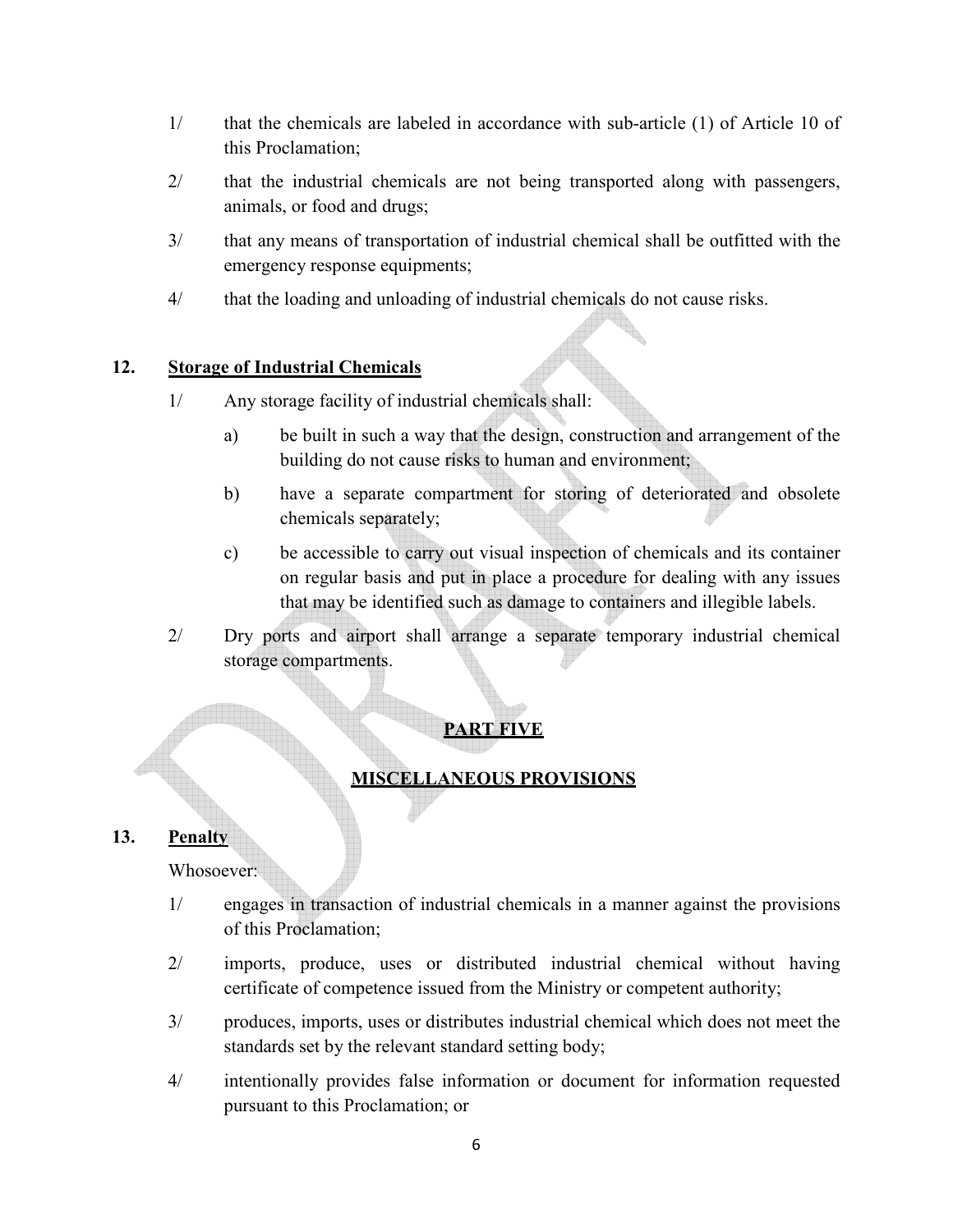1/ that the chemicals are labeled in accordance with sub-article (1) of Article 10 of this Proclamation;

2/ that the industrial chemicals are not being transported along with passengers, animals, or food and drugs;

3/ that any means of transportation of industrial chemical shall be outfitted with the emergency response equipments;

4/ that the loading and unloading of industrial chemicals do not cause risks.

## 12. Storage of Industrial Chemicals

1/ Any storage facility of industrial chemicals shall:

   a) be built in such a way that the design, construction and arrangement of the building do not cause risks to human and environment;

   b) have a separate compartment for storing of deteriorated and obsolete chemicals separately;

   c) be accessible to carry out visual inspection of chemicals and its container on regular basis and put in place a procedure for dealing with any issues that may be identified such as damage to containers and illegible labels.

2/ Dry ports and airport shall arrange a separate temporary industrial chemical storage compartments.

# PART FIVE

# MISCELLANEOUS PROVISIONS

## 13. Penalty

Whosoever:

1/ engages in transaction of industrial chemicals in a manner against the provisions of this Proclamation;

2/ imports, produce, uses or distributed industrial chemical without having certificate of competence issued from the Ministry or competent authority;

3/ produces, imports, uses or distributes industrial chemical which does not meet the standards set by the relevant standard setting body;

4/ intentionally provides false information or document for information requested pursuant to this Proclamation; or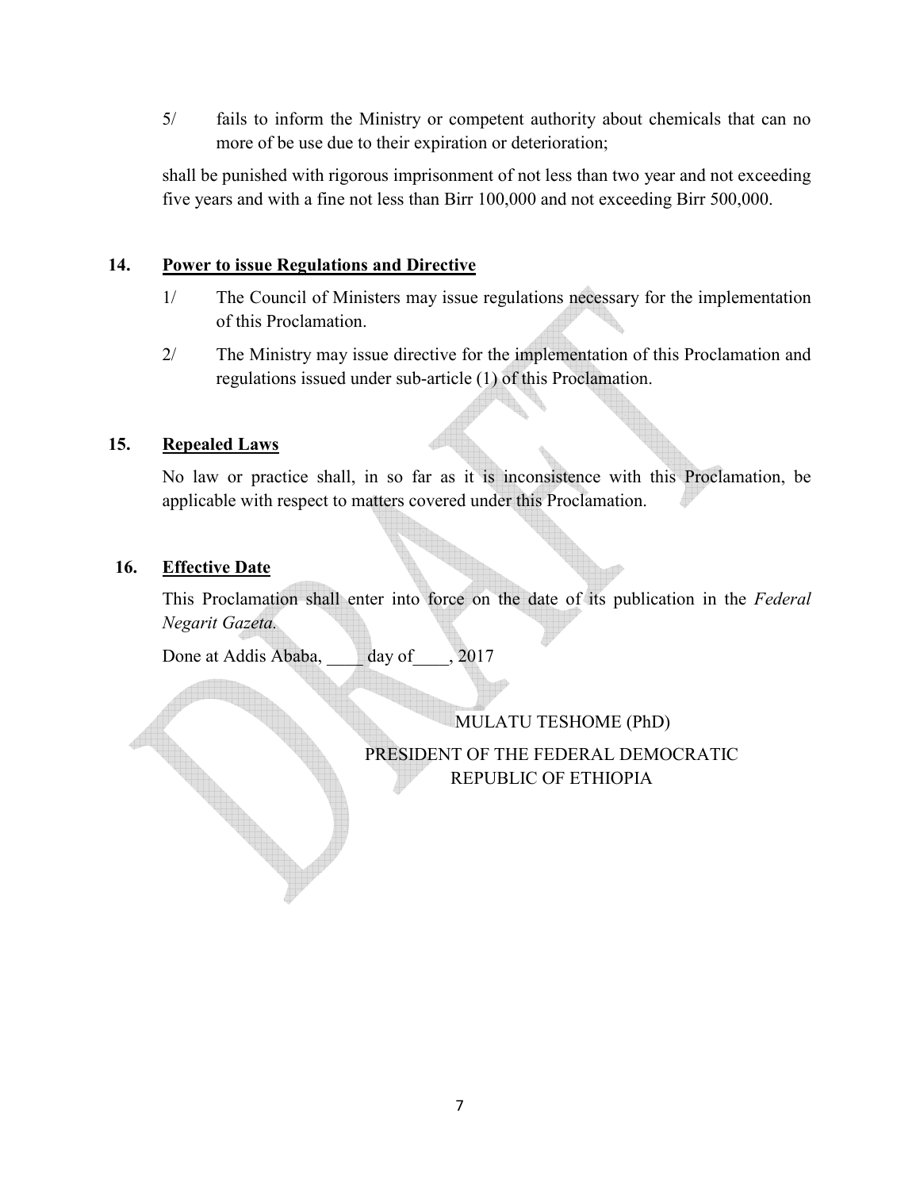5/ fails to inform the Ministry or competent authority about chemicals that can no more of be use due to their expiration or deterioration;

shall be punished with rigorous imprisonment of not less than two year and not exceeding five years and with a fine not less than Birr 100,000 and not exceeding Birr 500,000.

## 14. Power to issue Regulations and Directive

1/ The Council of Ministers may issue regulations necessary for the implementation of this Proclamation.

2/ The Ministry may issue directive for the implementation of this Proclamation and regulations issued under sub-article (1) of this Proclamation.

## 15. Repealed Laws

No law or practice shall, in so far as it is inconsistence with this Proclamation, be applicable with respect to matters covered under this Proclamation.

## 16. Effective Date

This Proclamation shall enter into force on the date of its publication in the *Federal Negarit Gazeta.*

Done at Addis Ababa, ____ day of____, 2017

MULATU TESHOME (PhD)

PRESIDENT OF THE FEDERAL DEMOCRATIC REPUBLIC OF ETHIOPIA